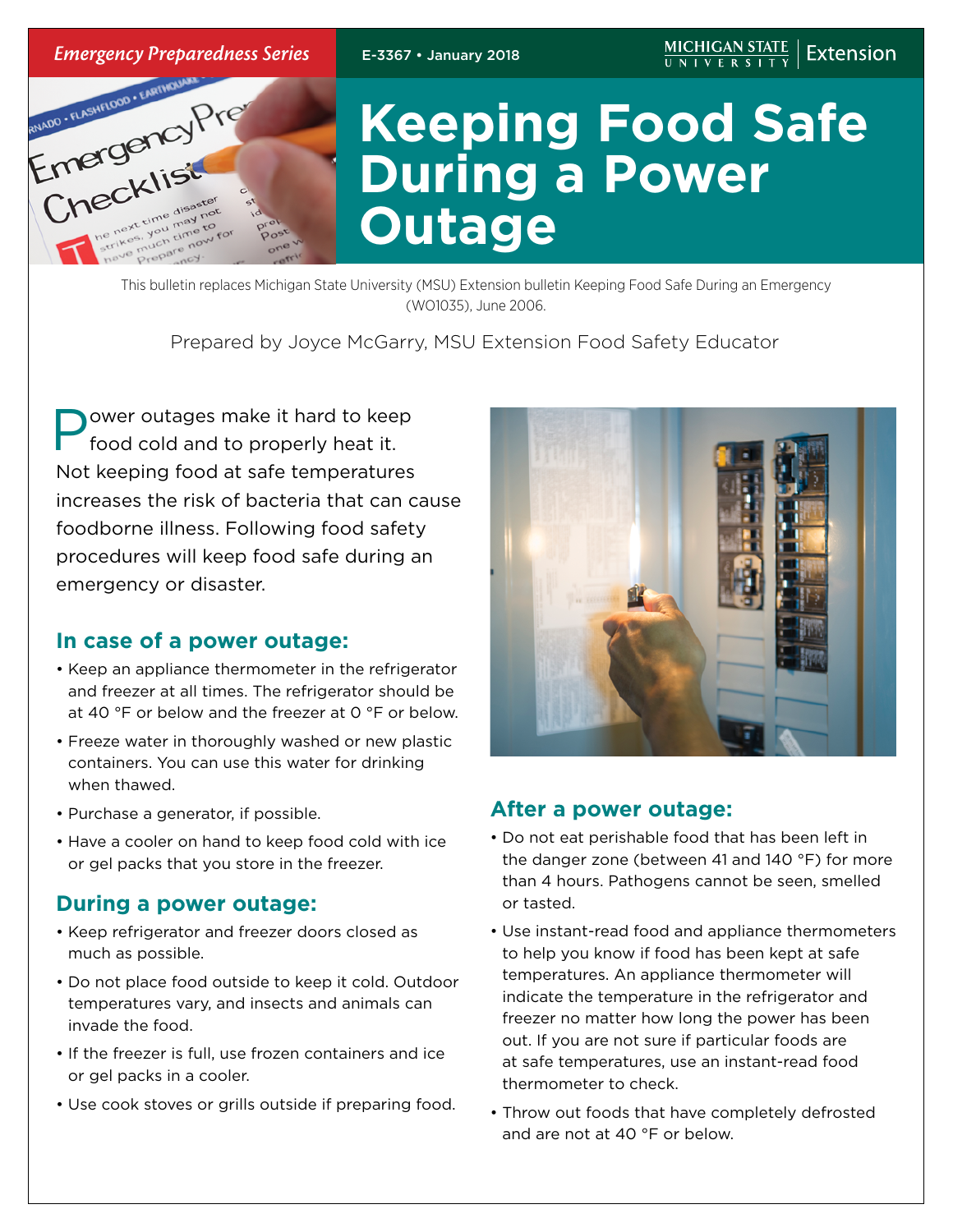*Emergency Preparedness Series*

E-3367 • January 2018

MICHIGAN STATE UNIVERSITY | Extension

# Keeping Food Safe During a Power Outage

This bulletin replaces Michigan State University (MSU) Extension bulletin Keeping Food Safe During an Emergency (WO1035), June 2006.

Prepared by Joyce McGarry, MSU Extension Food Safety Educator

Power outages make it hard to keep food cold and to properly heat it. Not keeping food at safe temperatures increases the risk of bacteria that can cause foodborne illness. Following food safety procedures will keep food safe during an emergency or disaster.

## In case of a power outage:

- Keep an appliance thermometer in the refrigerator and freezer at all times. The refrigerator should be at 40 °F or below and the freezer at 0 °F or below.
- Freeze water in thoroughly washed or new plastic containers. You can use this water for drinking when thawed.
- Purchase a generator, if possible.
- Have a cooler on hand to keep food cold with ice or gel packs that you store in the freezer.

## During a power outage:

- Keep refrigerator and freezer doors closed as much as possible.
- Do not place food outside to keep it cold. Outdoor temperatures vary, and insects and animals can invade the food.
- If the freezer is full, use frozen containers and ice or gel packs in a cooler.
- Use cook stoves or grills outside if preparing food.

## After a power outage:

- Do not eat perishable food that has been left in the danger zone (between 41 and 140 °F) for more than 4 hours. Pathogens cannot be seen, smelled or tasted.
- Use instant-read food and appliance thermometers to help you know if food has been kept at safe temperatures. An appliance thermometer will indicate the temperature in the refrigerator and freezer no matter how long the power has been out. If you are not sure if particular foods are at safe temperatures, use an instant-read food thermometer to check.
- Throw out foods that have completely defrosted and are not at 40 °F or below.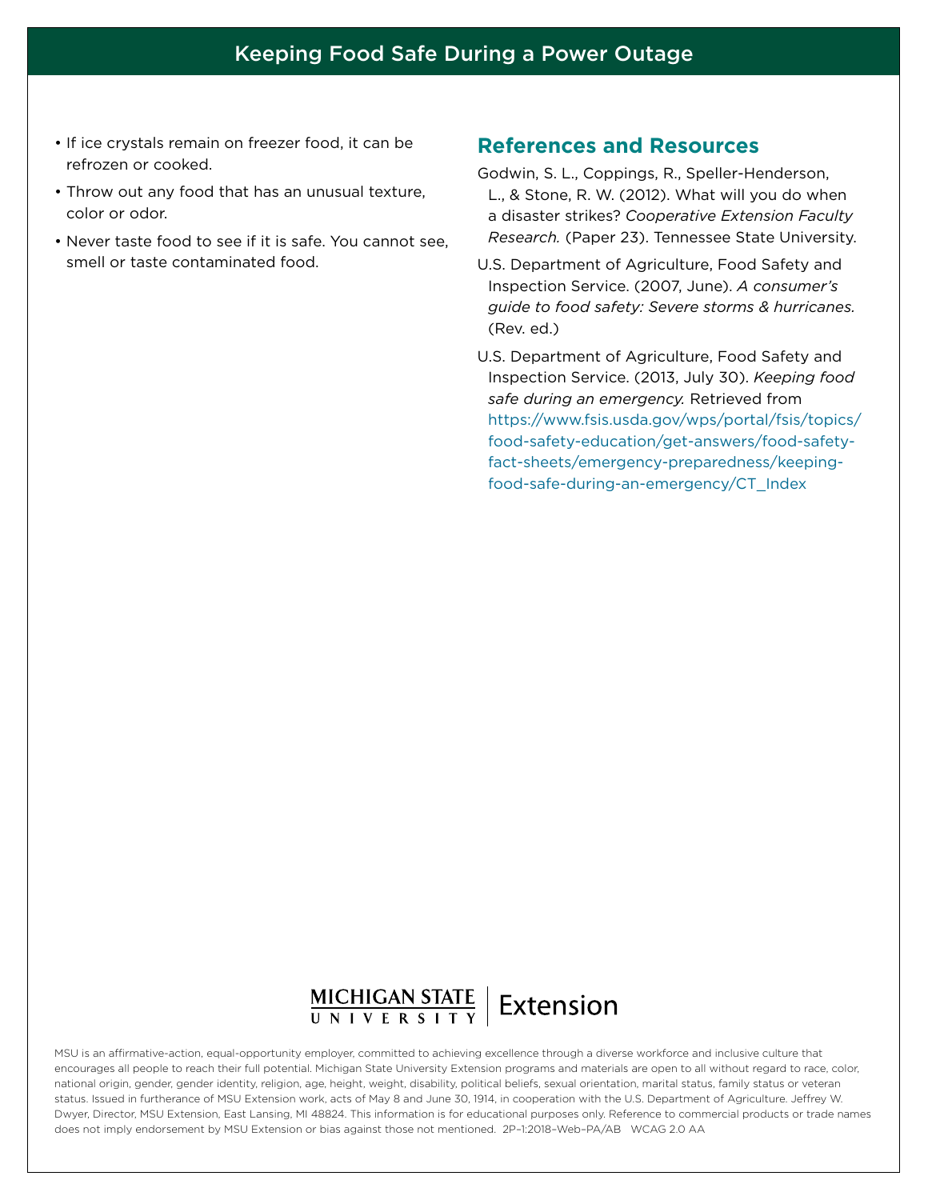- If ice crystals remain on freezer food, it can be refrozen or cooked.
- Throw out any food that has an unusual texture, color or odor.
- Never taste food to see if it is safe. You cannot see, smell or taste contaminated food.

## References and Resources

Godwin, S. L., Coppings, R., Speller-Henderson, L., & Stone, R. W. (2012). What will you do when a disaster strikes? *Cooperative Extension Faculty Research.* (Paper 23). Tennessee State University.

U.S. Department of Agriculture, Food Safety and Inspection Service. (2007, June). *A consumer's guide to food safety: Severe storms & hurricanes.* (Rev. ed.)

U.S. Department of Agriculture, Food Safety and Inspection Service. (2013, July 30). *Keeping food safe during an emergency.* Retrieved from https://www.fsis.usda.gov/wps/portal/fsis/topics/food-safety-education/get-answers/food-safety-fact-sheets/emergency-preparedness/keeping-food-safe-during-an-emergency/CT_Index

MICHIGAN STATE UNIVERSITY | Extension

MSU is an affirmative-action, equal-opportunity employer, committed to achieving excellence through a diverse workforce and inclusive culture that encourages all people to reach their full potential. Michigan State University Extension programs and materials are open to all without regard to race, color, national origin, gender, gender identity, religion, age, height, weight, disability, political beliefs, sexual orientation, marital status, family status or veteran status. Issued in furtherance of MSU Extension work, acts of May 8 and June 30, 1914, in cooperation with the U.S. Department of Agriculture. Jeffrey W. Dwyer, Director, MSU Extension, East Lansing, MI 48824. This information is for educational purposes only. Reference to commercial products or trade names does not imply endorsement by MSU Extension or bias against those not mentioned. 2P–1:2018–Web–PA/AB WCAG 2.0 AA